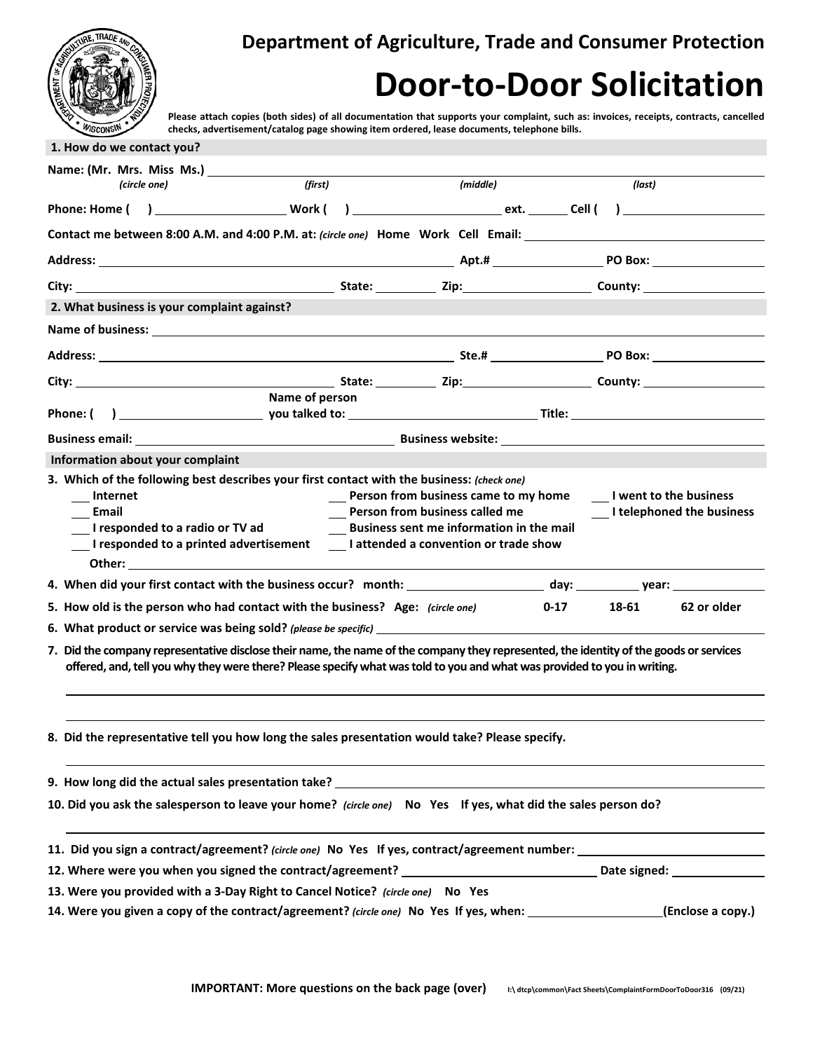**Department of Agriculture, Trade and Consumer Protection**

# Door-to-Door Solicitation

**Please attach copies (both sides) of all documentation that supports your complaint, such as: invoices, receipts, contracts, cancelled checks, advertisement/catalog page showing item ordered, lease documents, telephone bills.**

## 1. How do we contact you?

**Name: (Mr. Mrs. Miss Ms.)** ______________________________________________
*(circle one)* *(first)* *(middle)* *(last)*

**Phone: Home (    )** ______________ **Work (    )** ______________ **ext.** ______ **Cell (    )** ______________

**Contact me between 8:00 A.M. and 4:00 P.M. at:** *(circle one)* **Home Work Cell Email:** ______________

**Address:** ______________________________ **Apt.#** ______________ **PO Box:** ______________

**City:** ______________________ **State:** ________ **Zip:** ______________ **County:** ______________

## 2. What business is your complaint against?

**Name of business:** ______________________________________________

**Address:** ______________________________ **Ste.#** ______________ **PO Box:** ______________

**City:** ______________________ **State:** ________ **Zip:** ______________ **County:** ______________

**Phone: (    )** ______________ **Name of person you talked to:** ______________________ **Title:** ______________

**Business email:** ______________________ **Business website:** ______________________

## Information about your complaint

**3. Which of the following best describes your first contact with the business:** *(check one)*

- ___ **Internet**
- ___ **Email**
- ___ **I responded to a radio or TV ad**
- ___ **I responded to a printed advertisement**
- ___ **Person from business came to my home**
- ___ **Person from business called me**
- ___ **Business sent me information in the mail**
- ___ **I attended a convention or trade show**
- ___ **I went to the business**
- ___ **I telephoned the business**

**Other:** ______________________________________________

**4. When did your first contact with the business occur? month:** ______________ **day:** ________ **year:** ________

**5. How old is the person who had contact with the business? Age:** *(circle one)* **0-17 18-61 62 or older**

**6. What product or service was being sold?** *(please be specific)* ______________________________________________

**7. Did the company representative disclose their name, the name of the company they represented, the identity of the goods or services offered, and, tell you why they were there? Please specify what was told to you and what was provided to you in writing.**

______________________________________________

______________________________________________

**8. Did the representative tell you how long the sales presentation would take? Please specify.**

______________________________________________

**9. How long did the actual sales presentation take?** ______________________________________________

**10. Did you ask the salesperson to leave your home?** *(circle one)* **No Yes If yes, what did the sales person do?**

______________________________________________

**11. Did you sign a contract/agreement?** *(circle one)* **No Yes If yes, contract/agreement number:** ______________

**12. Where were you when you signed the contract/agreement?** ______________________ **Date signed:** ______________

**13. Were you provided with a 3-Day Right to Cancel Notice?** *(circle one)* **No Yes**

**14. Were you given a copy of the contract/agreement?** *(circle one)* **No Yes If yes, when:** ______________ **(Enclose a copy.)**

**IMPORTANT: More questions on the back page (over)**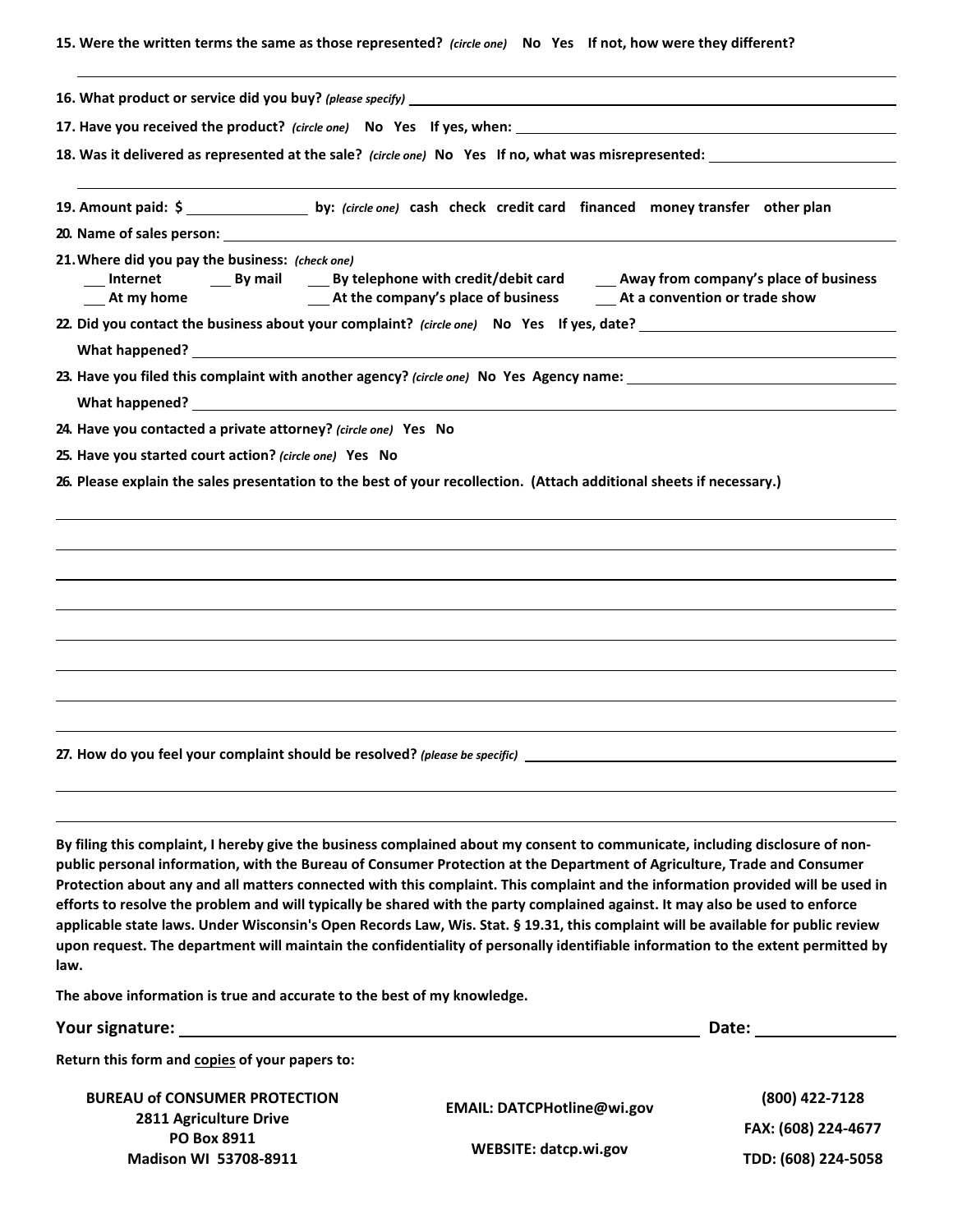**15. Were the written terms the same as those represented?** *(circle one)* **No Yes If not, how were they different?**

______________________________________________________________________

**16. What product or service did you buy?** *(please specify)* ______________________________________________

**17. Have you received the product?** *(circle one)* **No Yes If yes, when:** ______________________________

**18. Was it delivered as represented at the sale?** *(circle one)* **No Yes If no, what was misrepresented:** ______________

______________________________________________________________________

**19. Amount paid: $** ____________ **by:** *(circle one)* **cash check credit card financed money transfer other plan**

**20. Name of sales person:** ______________________________________________________________

**21. Where did you pay the business:** *(check one)*

___ **Internet** ___ **By mail** ___ **By telephone with credit/debit card** ___ **Away from company's place of business**
___ **At my home** ___ **At the company's place of business** ___ **At a convention or trade show**

**22. Did you contact the business about your complaint?** *(circle one)* **No Yes If yes, date?** ______________________

**What happened?** ______________________________________________________________

**23. Have you filed this complaint with another agency?** *(circle one)* **No Yes Agency name:** ______________________

**What happened?** ______________________________________________________________

**24. Have you contacted a private attorney?** *(circle one)* **Yes No**

**25. Have you started court action?** *(circle one)* **Yes No**

**26. Please explain the sales presentation to the best of your recollection. (Attach additional sheets if necessary.)**

______________________________________________________________________

______________________________________________________________________

______________________________________________________________________

______________________________________________________________________

______________________________________________________________________

______________________________________________________________________

______________________________________________________________________

______________________________________________________________________

**27. How do you feel your complaint should be resolved?** *(please be specific)* ______________________________

______________________________________________________________________

______________________________________________________________________

**By filing this complaint, I hereby give the business complained about my consent to communicate, including disclosure of non-public personal information, with the Bureau of Consumer Protection at the Department of Agriculture, Trade and Consumer Protection about any and all matters connected with this complaint. This complaint and the information provided will be used in efforts to resolve the problem and will typically be shared with the party complained against. It may also be used to enforce applicable state laws. Under Wisconsin's Open Records Law, Wis. Stat. § 19.31, this complaint will be available for public review upon request. The department will maintain the confidentiality of personally identifiable information to the extent permitted by law.**

**The above information is true and accurate to the best of my knowledge.**

**Your signature:** ______________________________________________ **Date:** ______________

**Return this form and <u>copies</u> of your papers to:**

**BUREAU of CONSUMER PROTECTION**
**2811 Agriculture Drive**
**PO Box 8911**
**Madison WI 53708-8911**

**EMAIL: DATCPHotline@wi.gov**

**WEBSITE: datcp.wi.gov**

**(800) 422-7128**

**FAX: (608) 224-4677**

**TDD: (608) 224-5058**